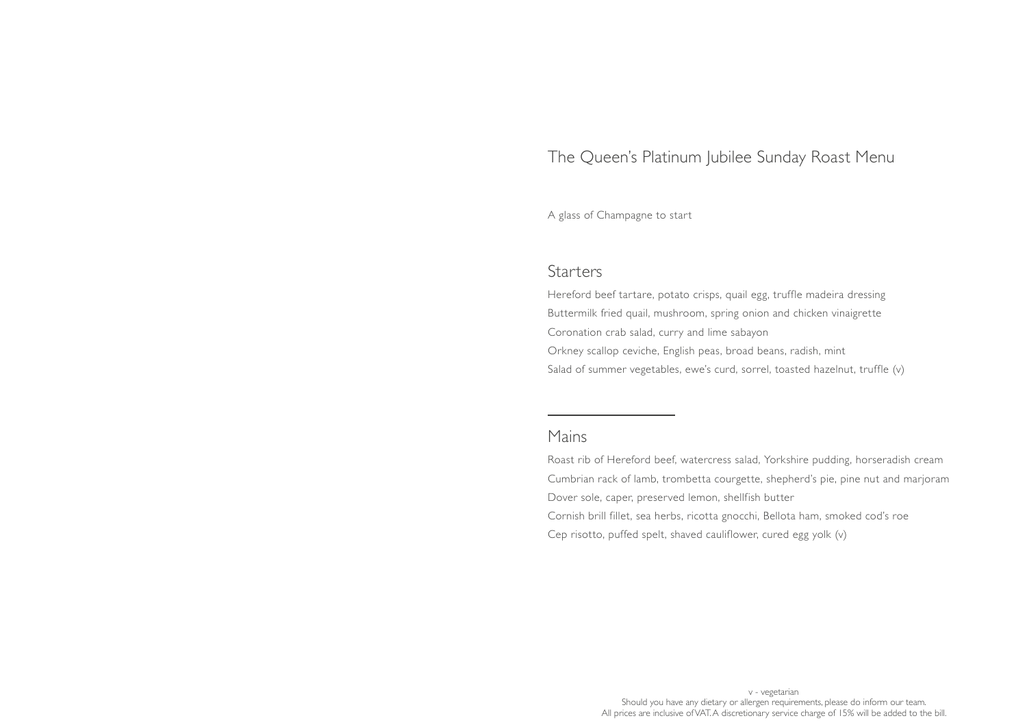# The Queen's Platinum Jubilee Sunday Roast Menu

A glass of Champagne to start

## Starters

Hereford beef tartare, potato crisps, quail egg, truffle madeira dressing

Buttermilk fried quail, mushroom, spring onion and chicken vinaigrette

Coronation crab salad, curry and lime sabayon

Orkney scallop ceviche, English peas, broad beans, radish, mint

Salad of summer vegetables, ewe's curd, sorrel, toasted hazelnut, truffle (v)

---

## Mains

Roast rib of Hereford beef, watercress salad, Yorkshire pudding, horseradish cream

Cumbrian rack of lamb, trombetta courgette, shepherd's pie, pine nut and marjoram

Dover sole, caper, preserved lemon, shellfish butter

Cornish brill fillet, sea herbs, ricotta gnocchi, Bellota ham, smoked cod's roe

Cep risotto, puffed spelt, shaved cauliflower, cured egg yolk (v)

v - vegetarian

Should you have any dietary or allergen requirements, please do inform our team.

All prices are inclusive of VAT. A discretionary service charge of 15% will be added to the bill.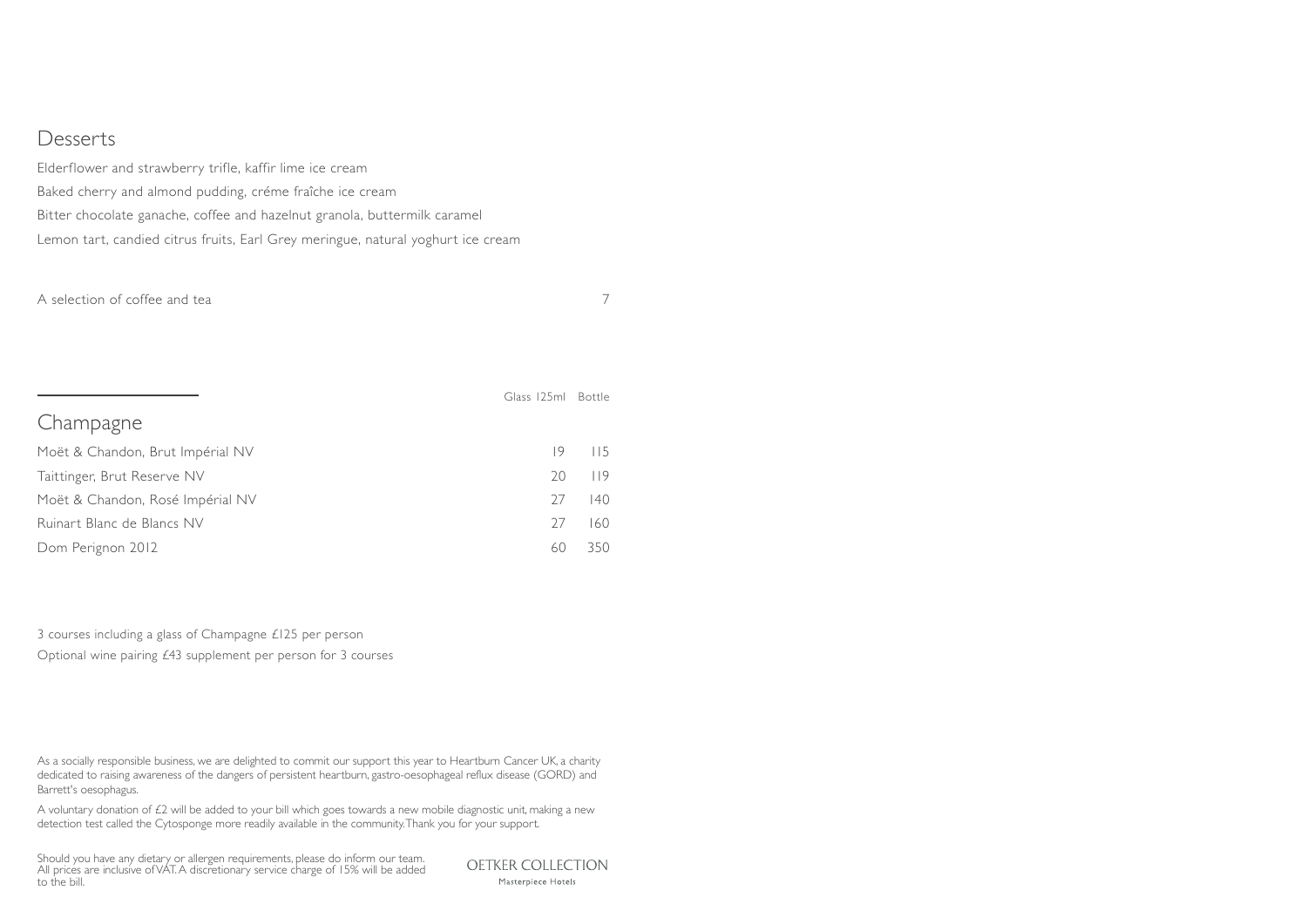## Desserts

Elderflower and strawberry trifle, kaffir lime ice cream

Baked cherry and almond pudding, créme fraîche ice cream

Bitter chocolate ganache, coffee and hazelnut granola, buttermilk caramel

Lemon tart, candied citrus fruits, Earl Grey meringue, natural yoghurt ice cream

A selection of coffee and tea 7

## Champagne

| | Glass 125ml | Bottle |
|---|---|---|
| Moët & Chandon, Brut Impérial NV | 19 | 115 |
| Taittinger, Brut Reserve NV | 20 | 119 |
| Moët & Chandon, Rosé Impérial NV | 27 | 140 |
| Ruinart Blanc de Blancs NV | 27 | 160 |
| Dom Perignon 2012 | 60 | 350 |

3 courses including a glass of Champagne £125 per person

Optional wine pairing £43 supplement per person for 3 courses

As a socially responsible business, we are delighted to commit our support this year to Heartburn Cancer UK, a charity dedicated to raising awareness of the dangers of persistent heartburn, gastro-oesophageal reflux disease (GORD) and Barrett's oesophagus.

A voluntary donation of £2 will be added to your bill which goes towards a new mobile diagnostic unit, making a new detection test called the Cytosponge more readily available in the community. Thank you for your support.

Should you have any dietary or allergen requirements, please do inform our team. All prices are inclusive of VAT. A discretionary service charge of 15% will be added to the bill.

OETKER COLLECTION
Masterpiece Hotels